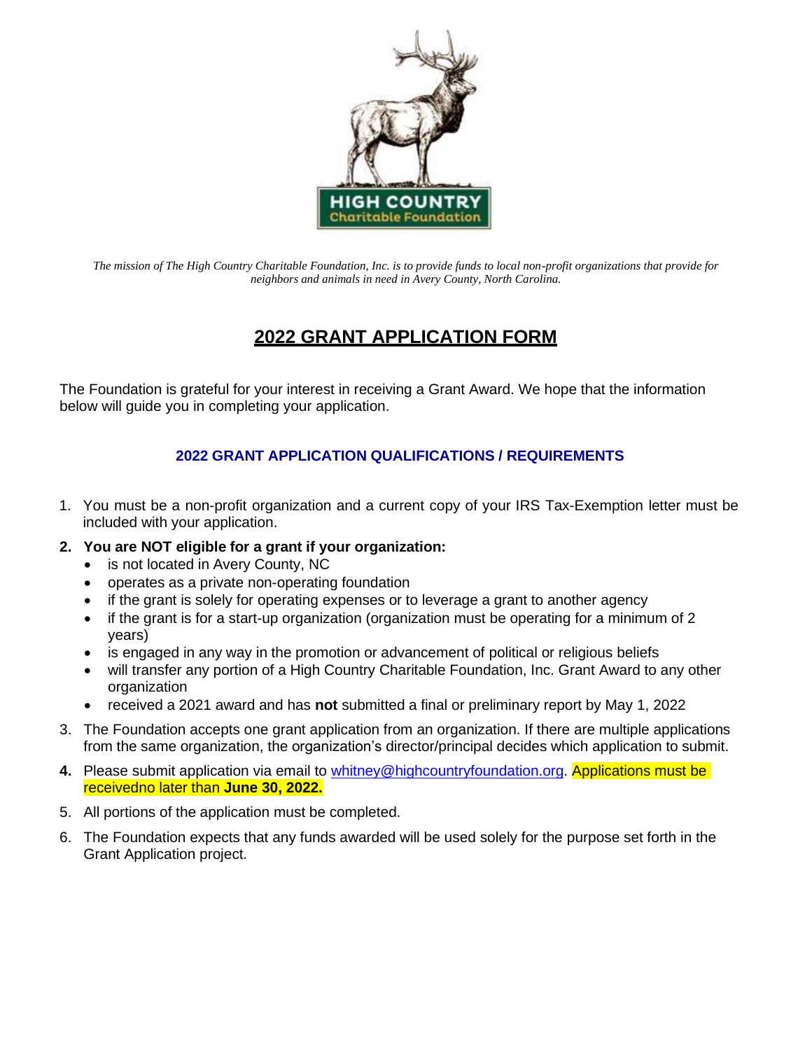HIGH COUNTRY
Charitable Foundation

*The mission of The High Country Charitable Foundation, Inc. is to provide funds to local non-profit organizations that provide for neighbors and animals in need in Avery County, North Carolina.*

# 2022 GRANT APPLICATION FORM

The Foundation is grateful for your interest in receiving a Grant Award. We hope that the information below will guide you in completing your application.

## 2022 GRANT APPLICATION QUALIFICATIONS / REQUIREMENTS

1. You must be a non-profit organization and a current copy of your IRS Tax-Exemption letter must be included with your application.
2. **You are NOT eligible for a grant if your organization:**
   - is not located in Avery County, NC
   - operates as a private non-operating foundation
   - if the grant is solely for operating expenses or to leverage a grant to another agency
   - if the grant is for a start-up organization (organization must be operating for a minimum of 2 years)
   - is engaged in any way in the promotion or advancement of political or religious beliefs
   - will transfer any portion of a High Country Charitable Foundation, Inc. Grant Award to any other organization
   - received a 2021 award and has **not** submitted a final or preliminary report by May 1, 2022
3. The Foundation accepts one grant application from an organization. If there are multiple applications from the same organization, the organization's director/principal decides which application to submit.
4. Please submit application via email to whitney@highcountryfoundation.org. Applications must be receivedno later than **June 30, 2022.**
5. All portions of the application must be completed.
6. The Foundation expects that any funds awarded will be used solely for the purpose set forth in the Grant Application project.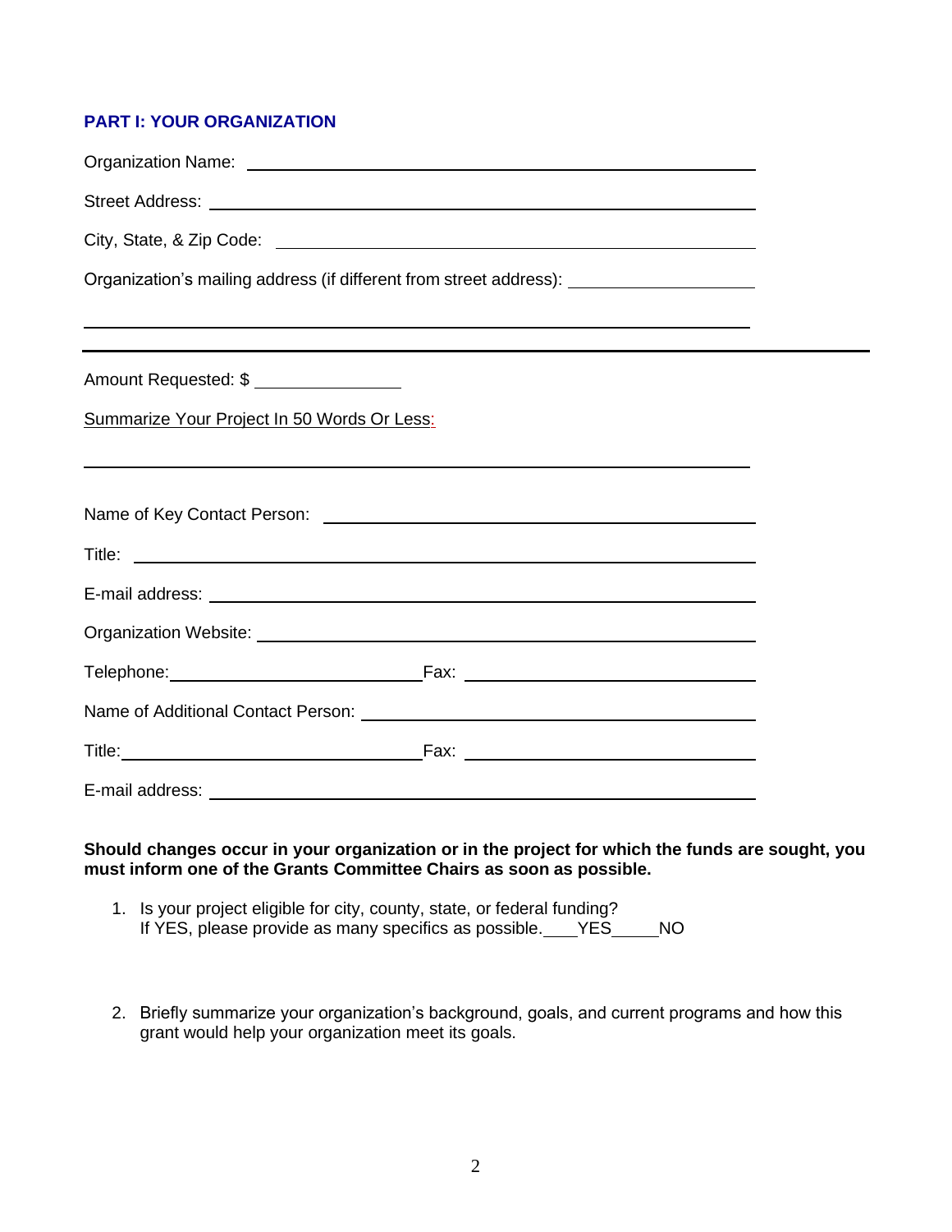**PART I: YOUR ORGANIZATION**

Organization Name: ______________________________________________

Street Address: ______________________________________________

City, State, & Zip Code: ______________________________________________

Organization's mailing address (if different from street address): ____________________

______________________________________________

---

Amount Requested: $ ______________

Summarize Your Project In 50 Words Or Less:

______________________________________________

Name of Key Contact Person: ______________________________________________

Title: ______________________________________________

E-mail address: ______________________________________________

Organization Website: ______________________________________________

Telephone: ____________________ Fax: ____________________

Name of Additional Contact Person: ______________________________________________

Title: ____________________ Fax: ____________________

E-mail address: ______________________________________________

**Should changes occur in your organization or in the project for which the funds are sought, you must inform one of the Grants Committee Chairs as soon as possible.**

1. Is your project eligible for city, county, state, or federal funding?
   If YES, please provide as many specifics as possible. ____YES_____NO

2. Briefly summarize your organization's background, goals, and current programs and how this grant would help your organization meet its goals.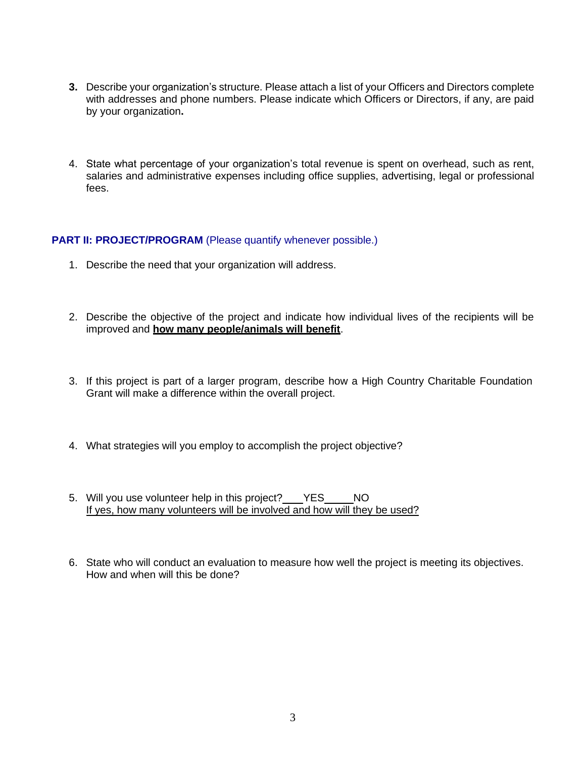3. Describe your organization's structure. Please attach a list of your Officers and Directors complete with addresses and phone numbers. Please indicate which Officers or Directors, if any, are paid by your organization**.**

4. State what percentage of your organization's total revenue is spent on overhead, such as rent, salaries and administrative expenses including office supplies, advertising, legal or professional fees.

## PART II: PROJECT/PROGRAM (Please quantify whenever possible.)

1. Describe the need that your organization will address.

2. Describe the objective of the project and indicate how individual lives of the recipients will be improved and **how many people/animals will benefit**.

3. If this project is part of a larger program, describe how a High Country Charitable Foundation Grant will make a difference within the overall project.

4. What strategies will you employ to accomplish the project objective?

5. Will you use volunteer help in this project?\_\_\_\_YES\_\_\_\_\_NO
   If yes, how many volunteers will be involved and how will they be used?

6. State who will conduct an evaluation to measure how well the project is meeting its objectives. How and when will this be done?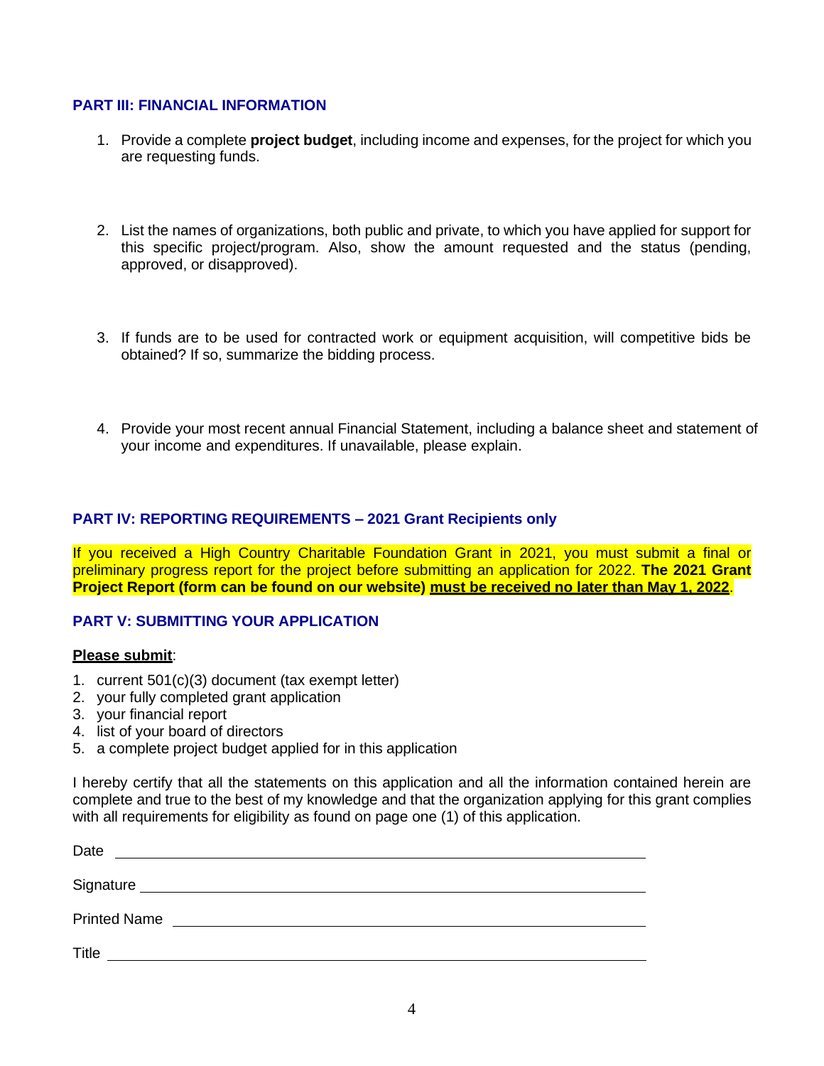## PART III: FINANCIAL INFORMATION

1. Provide a complete **project budget**, including income and expenses, for the project for which you are requesting funds.

2. List the names of organizations, both public and private, to which you have applied for support for this specific project/program. Also, show the amount requested and the status (pending, approved, or disapproved).

3. If funds are to be used for contracted work or equipment acquisition, will competitive bids be obtained? If so, summarize the bidding process.

4. Provide your most recent annual Financial Statement, including a balance sheet and statement of your income and expenditures. If unavailable, please explain.

## PART IV: REPORTING REQUIREMENTS – 2021 Grant Recipients only

If you received a High Country Charitable Foundation Grant in 2021, you must submit a final or preliminary progress report for the project before submitting an application for 2022. **The 2021 Grant Project Report (form can be found on our website) <u>must be received no later than May 1, 2022</u>**.

## PART V: SUBMITTING YOUR APPLICATION

**<u>Please submit</u>**:

1. current 501(c)(3) document (tax exempt letter)
2. your fully completed grant application
3. your financial report
4. list of your board of directors
5. a complete project budget applied for in this application

I hereby certify that all the statements on this application and all the information contained herein are complete and true to the best of my knowledge and that the organization applying for this grant complies with all requirements for eligibility as found on page one (1) of this application.

Date \_\_\_\_\_\_\_\_\_\_\_\_\_\_\_\_\_\_\_\_\_\_\_\_\_\_\_\_\_\_\_\_\_\_\_\_\_\_\_\_

Signature \_\_\_\_\_\_\_\_\_\_\_\_\_\_\_\_\_\_\_\_\_\_\_\_\_\_\_\_\_\_\_\_\_\_\_\_\_\_\_\_

Printed Name \_\_\_\_\_\_\_\_\_\_\_\_\_\_\_\_\_\_\_\_\_\_\_\_\_\_\_\_\_\_\_\_\_\_\_\_\_\_\_\_

Title \_\_\_\_\_\_\_\_\_\_\_\_\_\_\_\_\_\_\_\_\_\_\_\_\_\_\_\_\_\_\_\_\_\_\_\_\_\_\_\_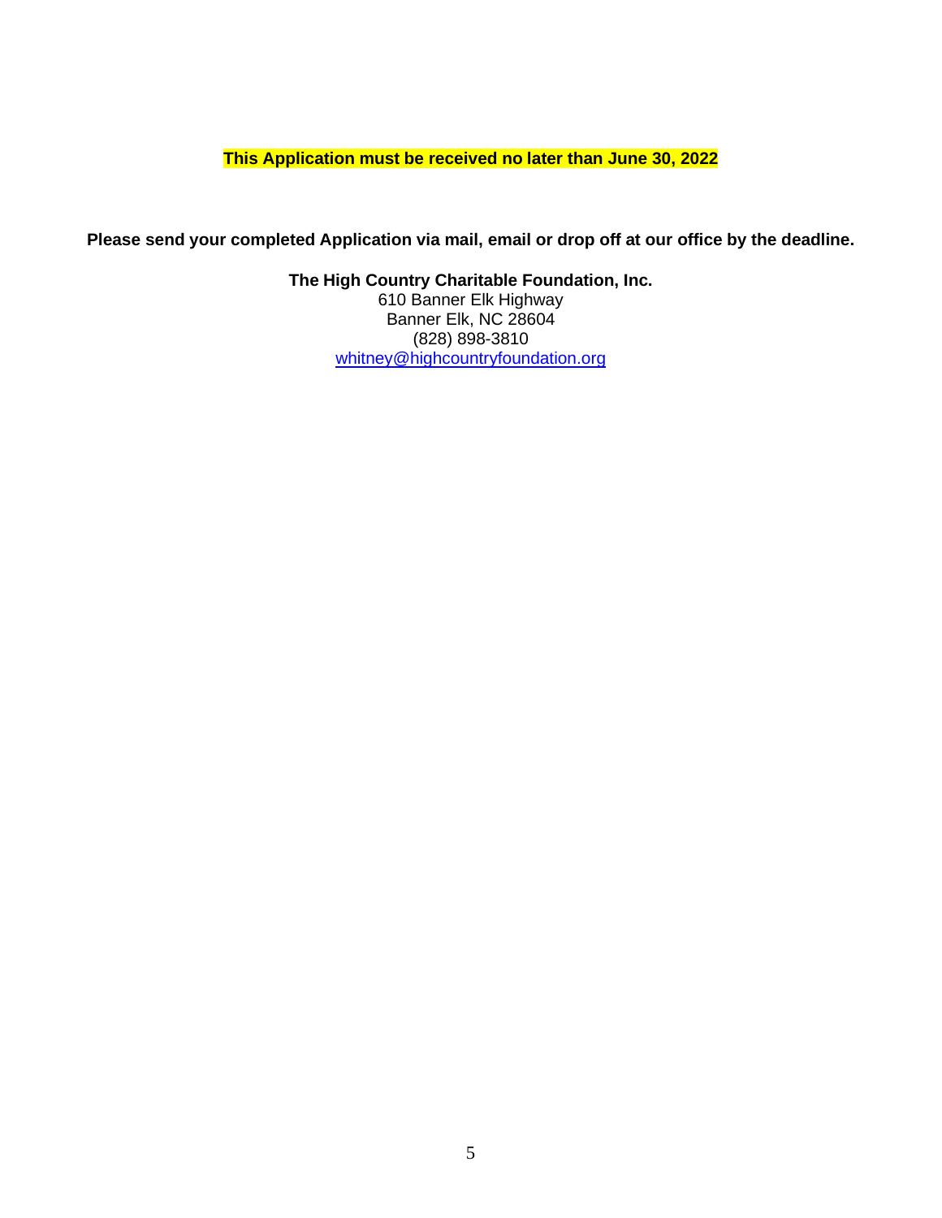**This Application must be received no later than June 30, 2022**

**Please send your completed Application via mail, email or drop off at our office by the deadline.**

**The High Country Charitable Foundation, Inc.**
610 Banner Elk Highway
Banner Elk, NC 28604
(828) 898-3810
whitney@highcountryfoundation.org